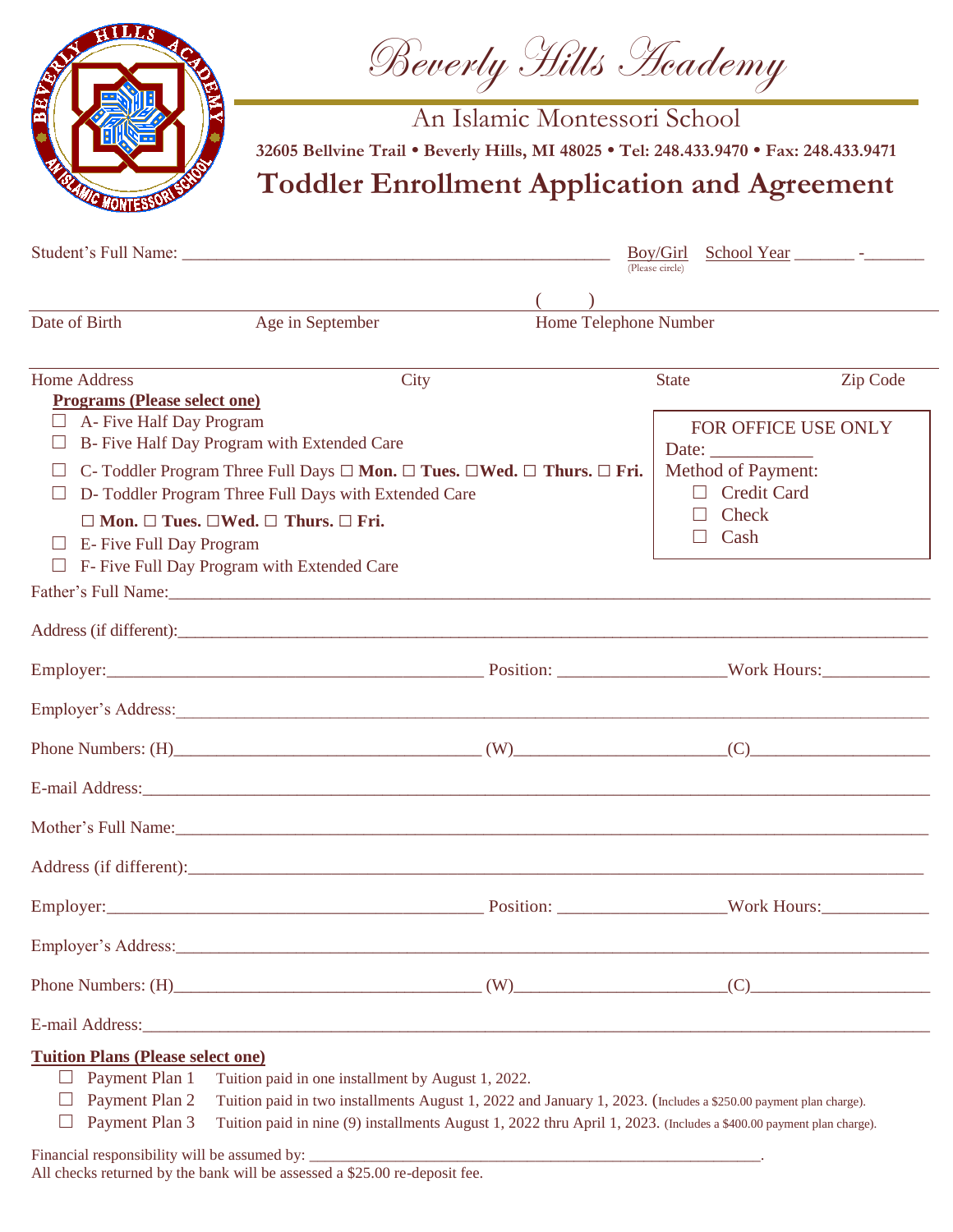# Beverly Hills Academy

## An Islamic Montessori School

**32605 Bellvine Trail • Beverly Hills, MI 48025 • Tel: 248.433.9470 • Fax: 248.433.9471**

# Toddler Enrollment Application and Agreement

Student's Full Name: ________________________________________ Boy/Girl (Please circle) School Year _______ -_______

_______________ _______________ ( ) _______________

Date of Birth Age in September Home Telephone Number

_______________________________________________________________

Home Address City State Zip Code

**Programs (Please select one)**

- ☐ A- Five Half Day Program
- ☐ B- Five Half Day Program with Extended Care
- ☐ C- Toddler Program Three Full Days **☐ Mon. ☐ Tues. ☐Wed. ☐ Thurs. ☐ Fri.**
- ☐ D- Toddler Program Three Full Days with Extended Care
  **☐ Mon. ☐ Tues. ☐Wed. ☐ Thurs. ☐ Fri.**
- ☐ E- Five Full Day Program
- ☐ F- Five Full Day Program with Extended Care

FOR OFFICE USE ONLY
Date: ___________
Method of Payment:
- ☐ Credit Card
- ☐ Check
- ☐ Cash

Father's Full Name:_______________________________________________

Address (if different):_______________________________________________

Employer:_______________________ Position: _______________Work Hours:___________

Employer's Address:_______________________________________________

Phone Numbers: (H)____________________ (W)____________________(C)____________________

E-mail Address:_______________________________________________

Mother's Full Name:_______________________________________________

Address (if different):_______________________________________________

Employer:_______________________ Position: _______________Work Hours:___________

Employer's Address:_______________________________________________

Phone Numbers: (H)____________________ (W)____________________(C)____________________

E-mail Address:_______________________________________________

**Tuition Plans (Please select one)**

- ☐ Payment Plan 1 Tuition paid in one installment by August 1, 2022.
- ☐ Payment Plan 2 Tuition paid in two installments August 1, 2022 and January 1, 2023. (Includes a $250.00 payment plan charge).
- ☐ Payment Plan 3 Tuition paid in nine (9) installments August 1, 2022 thru April 1, 2023. (Includes a $400.00 payment plan charge).

Financial responsibility will be assumed by: _______________________________________________.

All checks returned by the bank will be assessed a $25.00 re-deposit fee.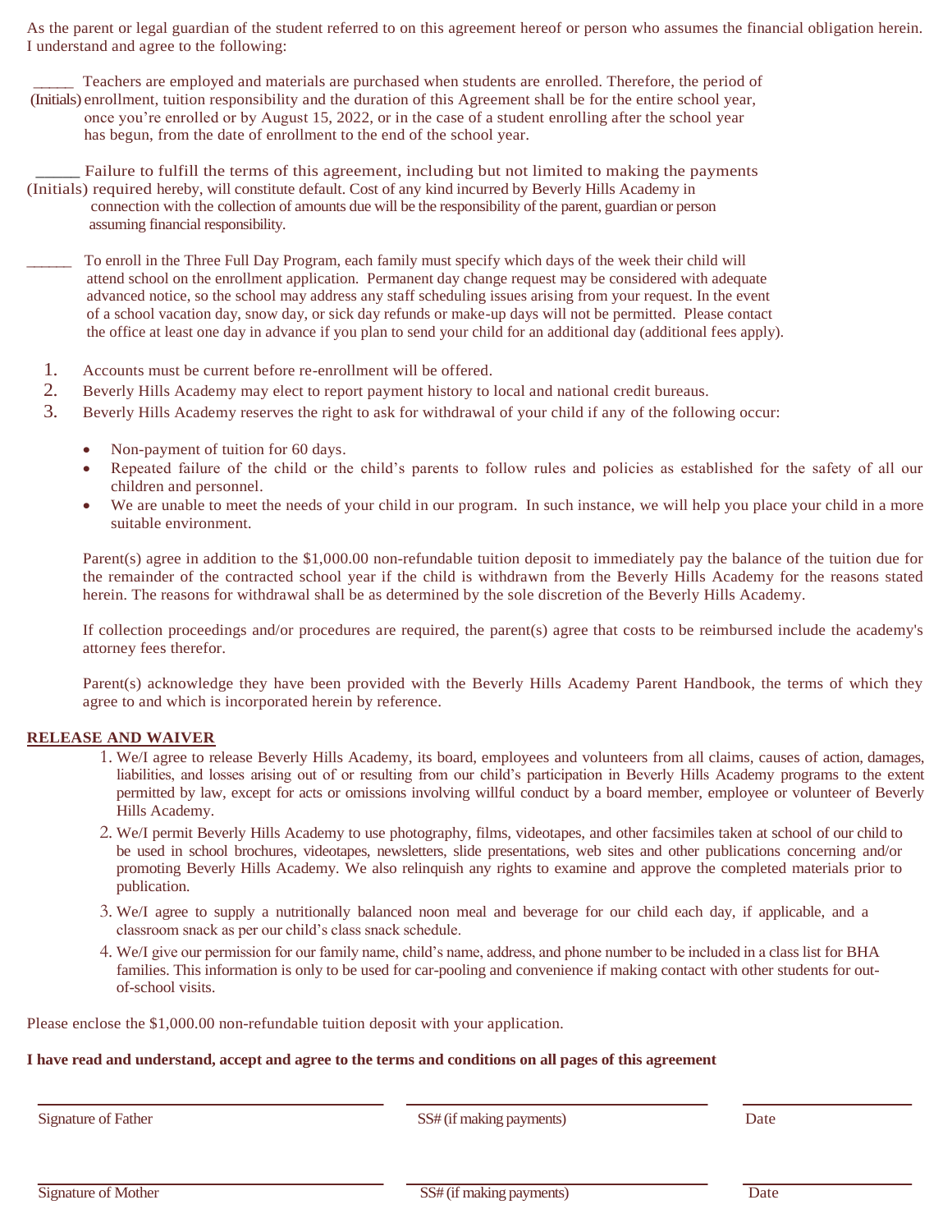As the parent or legal guardian of the student referred to on this agreement hereof or person who assumes the financial obligation herein. I understand and agree to the following:

_____ (Initials) Teachers are employed and materials are purchased when students are enrolled. Therefore, the period of enrollment, tuition responsibility and the duration of this Agreement shall be for the entire school year, once you're enrolled or by August 15, 2022, or in the case of a student enrolling after the school year has begun, from the date of enrollment to the end of the school year.

_____ (Initials) Failure to fulfill the terms of this agreement, including but not limited to making the payments required hereby, will constitute default. Cost of any kind incurred by Beverly Hills Academy in connection with the collection of amounts due will be the responsibility of the parent, guardian or person assuming financial responsibility.

_____ To enroll in the Three Full Day Program, each family must specify which days of the week their child will attend school on the enrollment application. Permanent day change request may be considered with adequate advanced notice, so the school may address any staff scheduling issues arising from your request. In the event of a school vacation day, snow day, or sick day refunds or make-up days will not be permitted. Please contact the office at least one day in advance if you plan to send your child for an additional day (additional fees apply).

1. Accounts must be current before re-enrollment will be offered.
2. Beverly Hills Academy may elect to report payment history to local and national credit bureaus.
3. Beverly Hills Academy reserves the right to ask for withdrawal of your child if any of the following occur:

   - Non-payment of tuition for 60 days.
   - Repeated failure of the child or the child's parents to follow rules and policies as established for the safety of all our children and personnel.
   - We are unable to meet the needs of your child in our program. In such instance, we will help you place your child in a more suitable environment.

   Parent(s) agree in addition to the $1,000.00 non-refundable tuition deposit to immediately pay the balance of the tuition due for the remainder of the contracted school year if the child is withdrawn from the Beverly Hills Academy for the reasons stated herein. The reasons for withdrawal shall be as determined by the sole discretion of the Beverly Hills Academy.

   If collection proceedings and/or procedures are required, the parent(s) agree that costs to be reimbursed include the academy's attorney fees therefor.

   Parent(s) acknowledge they have been provided with the Beverly Hills Academy Parent Handbook, the terms of which they agree to and which is incorporated herein by reference.

**RELEASE AND WAIVER**

1. We/I agree to release Beverly Hills Academy, its board, employees and volunteers from all claims, causes of action, damages, liabilities, and losses arising out of or resulting from our child's participation in Beverly Hills Academy programs to the extent permitted by law, except for acts or omissions involving willful conduct by a board member, employee or volunteer of Beverly Hills Academy.
2. We/I permit Beverly Hills Academy to use photography, films, videotapes, and other facsimiles taken at school of our child to be used in school brochures, videotapes, newsletters, slide presentations, web sites and other publications concerning and/or promoting Beverly Hills Academy. We also relinquish any rights to examine and approve the completed materials prior to publication.
3. We/I agree to supply a nutritionally balanced noon meal and beverage for our child each day, if applicable, and a classroom snack as per our child's class snack schedule.
4. We/I give our permission for our family name, child's name, address, and phone number to be included in a class list for BHA families. This information is only to be used for car-pooling and convenience if making contact with other students for out-of-school visits.

Please enclose the $1,000.00 non-refundable tuition deposit with your application.

**I have read and understand, accept and agree to the terms and conditions on all pages of this agreement**

| | | |
|---|---|---|
| Signature of Father | SS# (if making payments) | Date |
| Signature of Mother | SS# (if making payments) | Date |